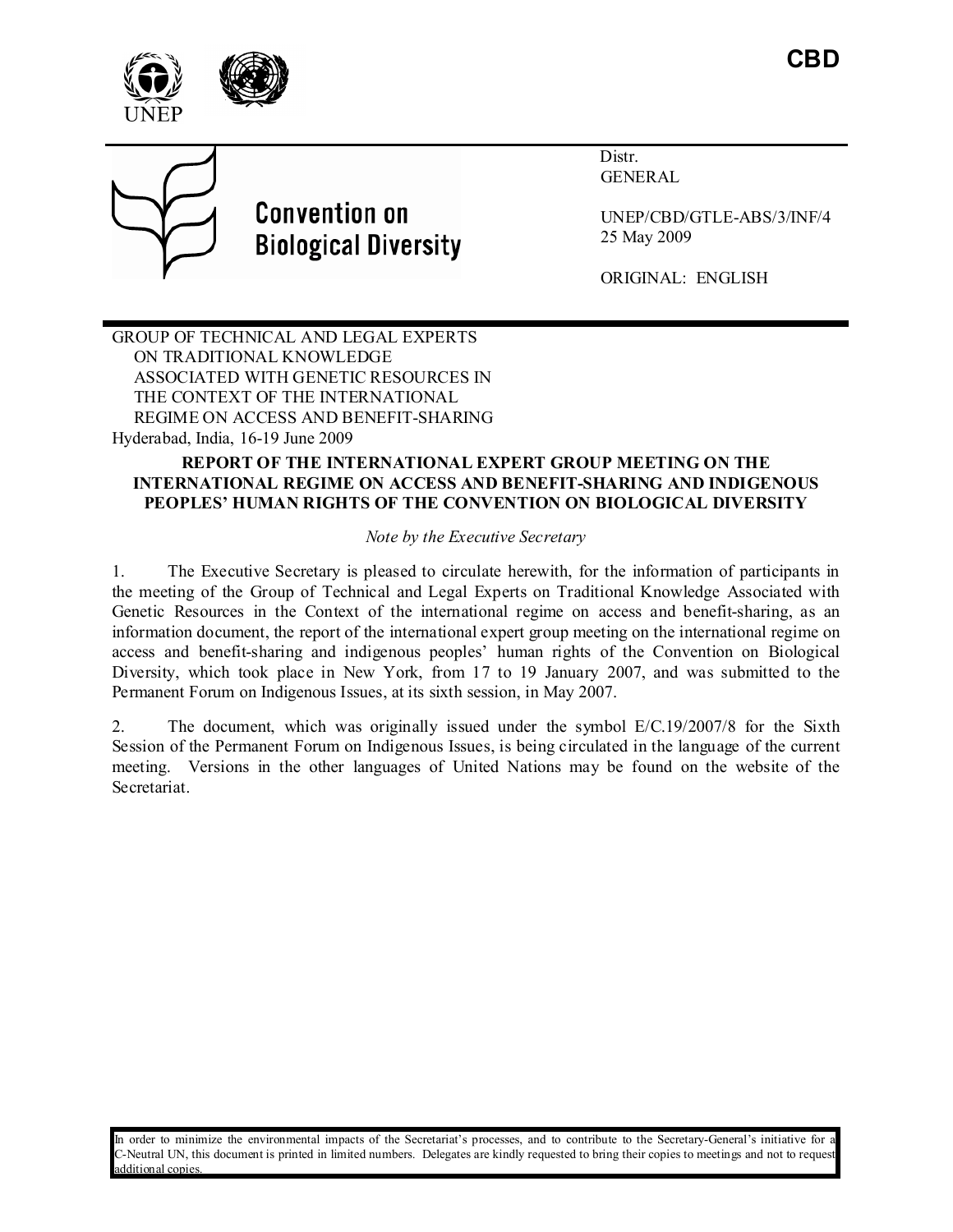**CBD**

UNEP

**Convention on Biological Diversity**

Distr.
GENERAL

UNEP/CBD/GTLE-ABS/3/INF/4
25 May 2009

ORIGINAL: ENGLISH

GROUP OF TECHNICAL AND LEGAL EXPERTS ON TRADITIONAL KNOWLEDGE ASSOCIATED WITH GENETIC RESOURCES IN THE CONTEXT OF THE INTERNATIONAL REGIME ON ACCESS AND BENEFIT-SHARING
Hyderabad, India, 16-19 June 2009

# REPORT OF THE INTERNATIONAL EXPERT GROUP MEETING ON THE INTERNATIONAL REGIME ON ACCESS AND BENEFIT-SHARING AND INDIGENOUS PEOPLES' HUMAN RIGHTS OF THE CONVENTION ON BIOLOGICAL DIVERSITY

*Note by the Executive Secretary*

1. The Executive Secretary is pleased to circulate herewith, for the information of participants in the meeting of the Group of Technical and Legal Experts on Traditional Knowledge Associated with Genetic Resources in the Context of the international regime on access and benefit-sharing, as an information document, the report of the international expert group meeting on the international regime on access and benefit-sharing and indigenous peoples' human rights of the Convention on Biological Diversity, which took place in New York, from 17 to 19 January 2007, and was submitted to the Permanent Forum on Indigenous Issues, at its sixth session, in May 2007.

2. The document, which was originally issued under the symbol E/C.19/2007/8 for the Sixth Session of the Permanent Forum on Indigenous Issues, is being circulated in the language of the current meeting. Versions in the other languages of United Nations may be found on the website of the Secretariat.

In order to minimize the environmental impacts of the Secretariat's processes, and to contribute to the Secretary-General's initiative for a C-Neutral UN, this document is printed in limited numbers. Delegates are kindly requested to bring their copies to meetings and not to request additional copies.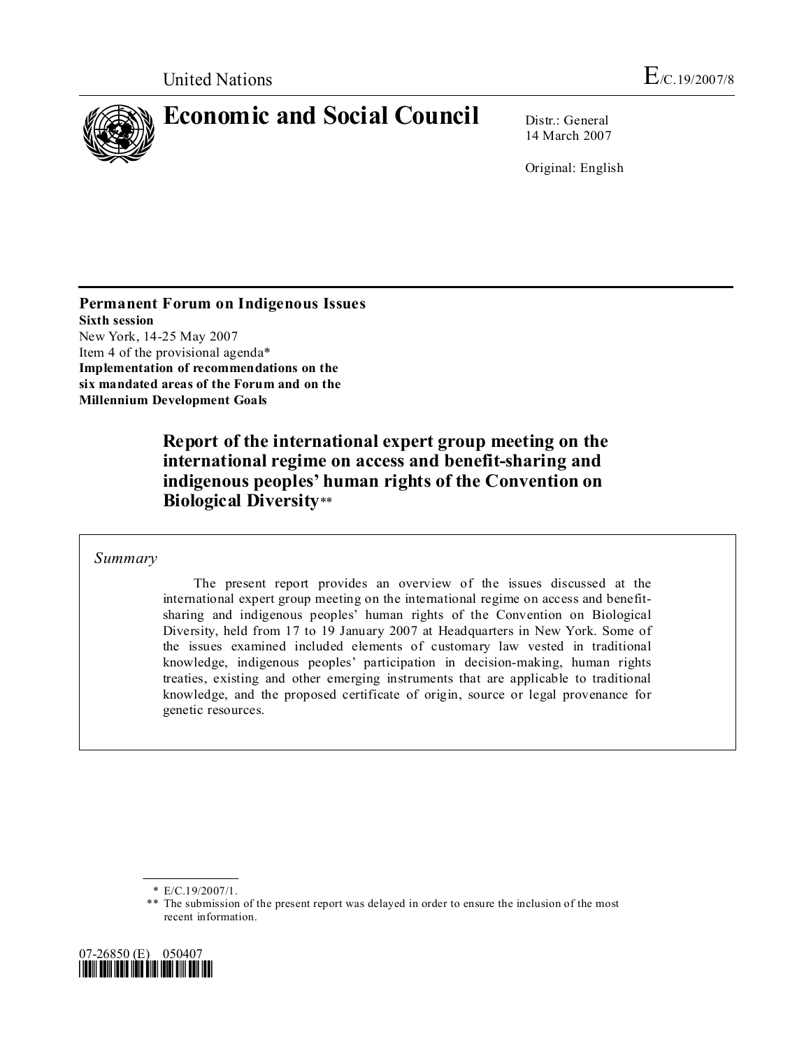United Nations

E/C.19/2007/8

# Economic and Social Council

Distr.: General
14 March 2007

Original: English

**Permanent Forum on Indigenous Issues**
**Sixth session**
New York, 14-25 May 2007
Item 4 of the provisional agenda*
**Implementation of recommendations on the six mandated areas of the Forum and on the Millennium Development Goals**

## Report of the international expert group meeting on the international regime on access and benefit-sharing and indigenous peoples' human rights of the Convention on Biological Diversity**

> *Summary*
>
> The present report provides an overview of the issues discussed at the international expert group meeting on the international regime on access and benefit-sharing and indigenous peoples' human rights of the Convention on Biological Diversity, held from 17 to 19 January 2007 at Headquarters in New York. Some of the issues examined included elements of customary law vested in traditional knowledge, indigenous peoples' participation in decision-making, human rights treaties, existing and other emerging instruments that are applicable to traditional knowledge, and the proposed certificate of origin, source or legal provenance for genetic resources.

---

\* E/C.19/2007/1.

\*\* The submission of the present report was delayed in order to ensure the inclusion of the most recent information.

07-26850 (E) 050407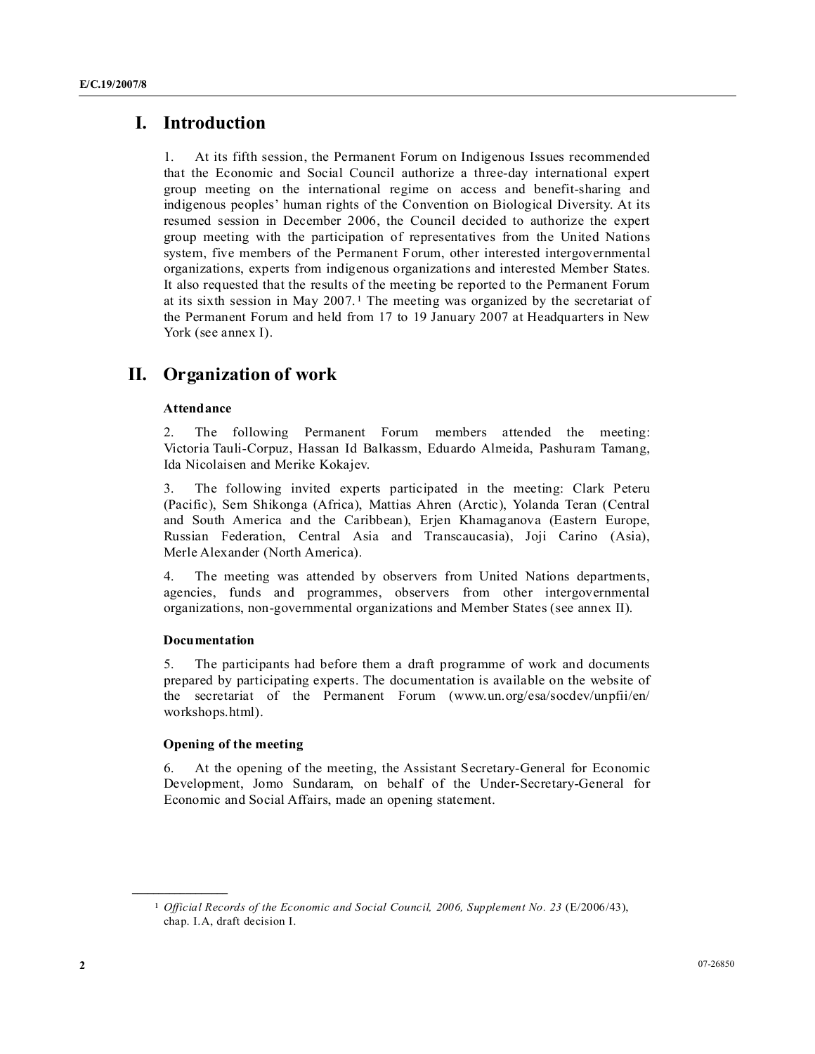# I. Introduction

1. At its fifth session, the Permanent Forum on Indigenous Issues recommended that the Economic and Social Council authorize a three-day international expert group meeting on the international regime on access and benefit-sharing and indigenous peoples' human rights of the Convention on Biological Diversity. At its resumed session in December 2006, the Council decided to authorize the expert group meeting with the participation of representatives from the United Nations system, five members of the Permanent Forum, other interested intergovernmental organizations, experts from indigenous organizations and interested Member States. It also requested that the results of the meeting be reported to the Permanent Forum at its sixth session in May 2007.[1] The meeting was organized by the secretariat of the Permanent Forum and held from 17 to 19 January 2007 at Headquarters in New York (see annex I).

# II. Organization of work

### Attendance

2. The following Permanent Forum members attended the meeting: Victoria Tauli-Corpuz, Hassan Id Balkassm, Eduardo Almeida, Pashuram Tamang, Ida Nicolaisen and Merike Kokajev.

3. The following invited experts participated in the meeting: Clark Peteru (Pacific), Sem Shikonga (Africa), Mattias Ahren (Arctic), Yolanda Teran (Central and South America and the Caribbean), Erjen Khamaganova (Eastern Europe, Russian Federation, Central Asia and Transcaucasia), Joji Carino (Asia), Merle Alexander (North America).

4. The meeting was attended by observers from United Nations departments, agencies, funds and programmes, observers from other intergovernmental organizations, non-governmental organizations and Member States (see annex II).

### Documentation

5. The participants had before them a draft programme of work and documents prepared by participating experts. The documentation is available on the website of the secretariat of the Permanent Forum (www.un.org/esa/socdev/unpfii/en/workshops.html).

### Opening of the meeting

6. At the opening of the meeting, the Assistant Secretary-General for Economic Development, Jomo Sundaram, on behalf of the Under-Secretary-General for Economic and Social Affairs, made an opening statement.

---

[1] *Official Records of the Economic and Social Council, 2006, Supplement No. 23* (E/2006/43), chap. I.A, draft decision I.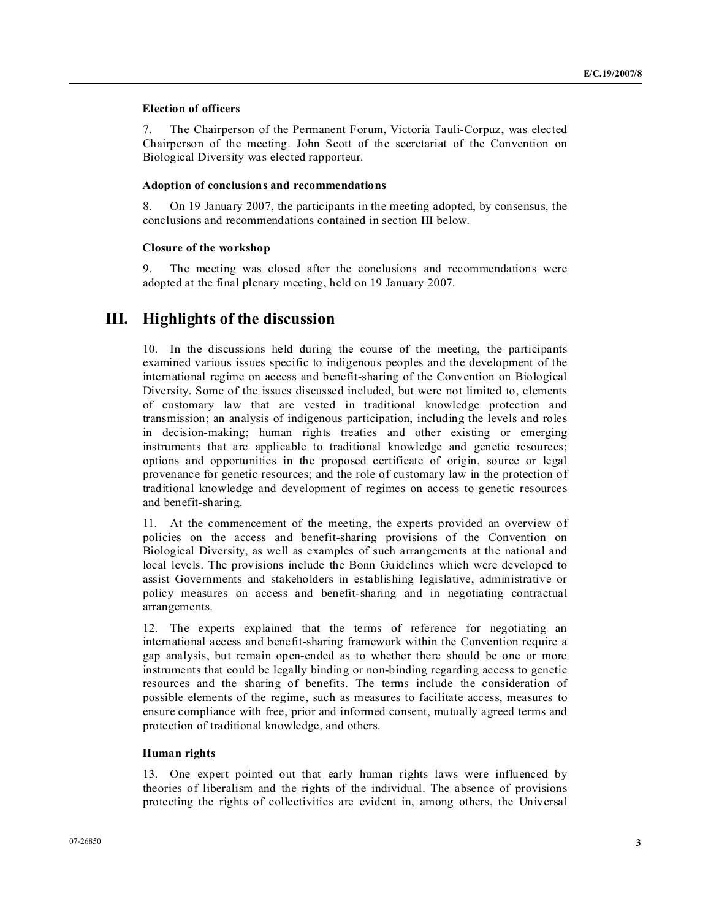#### Election of officers

7. The Chairperson of the Permanent Forum, Victoria Tauli-Corpuz, was elected Chairperson of the meeting. John Scott of the secretariat of the Convention on Biological Diversity was elected rapporteur.

#### Adoption of conclusions and recommendations

8. On 19 January 2007, the participants in the meeting adopted, by consensus, the conclusions and recommendations contained in section III below.

#### Closure of the workshop

9. The meeting was closed after the conclusions and recommendations were adopted at the final plenary meeting, held on 19 January 2007.

## III. Highlights of the discussion

10. In the discussions held during the course of the meeting, the participants examined various issues specific to indigenous peoples and the development of the international regime on access and benefit-sharing of the Convention on Biological Diversity. Some of the issues discussed included, but were not limited to, elements of customary law that are vested in traditional knowledge protection and transmission; an analysis of indigenous participation, including the levels and roles in decision-making; human rights treaties and other existing or emerging instruments that are applicable to traditional knowledge and genetic resources; options and opportunities in the proposed certificate of origin, source or legal provenance for genetic resources; and the role of customary law in the protection of traditional knowledge and development of regimes on access to genetic resources and benefit-sharing.

11. At the commencement of the meeting, the experts provided an overview of policies on the access and benefit-sharing provisions of the Convention on Biological Diversity, as well as examples of such arrangements at the national and local levels. The provisions include the Bonn Guidelines which were developed to assist Governments and stakeholders in establishing legislative, administrative or policy measures on access and benefit-sharing and in negotiating contractual arrangements.

12. The experts explained that the terms of reference for negotiating an international access and benefit-sharing framework within the Convention require a gap analysis, but remain open-ended as to whether there should be one or more instruments that could be legally binding or non-binding regarding access to genetic resources and the sharing of benefits. The terms include the consideration of possible elements of the regime, such as measures to facilitate access, measures to ensure compliance with free, prior and informed consent, mutually agreed terms and protection of traditional knowledge, and others.

#### Human rights

13. One expert pointed out that early human rights laws were influenced by theories of liberalism and the rights of the individual. The absence of provisions protecting the rights of collectivities are evident in, among others, the Universal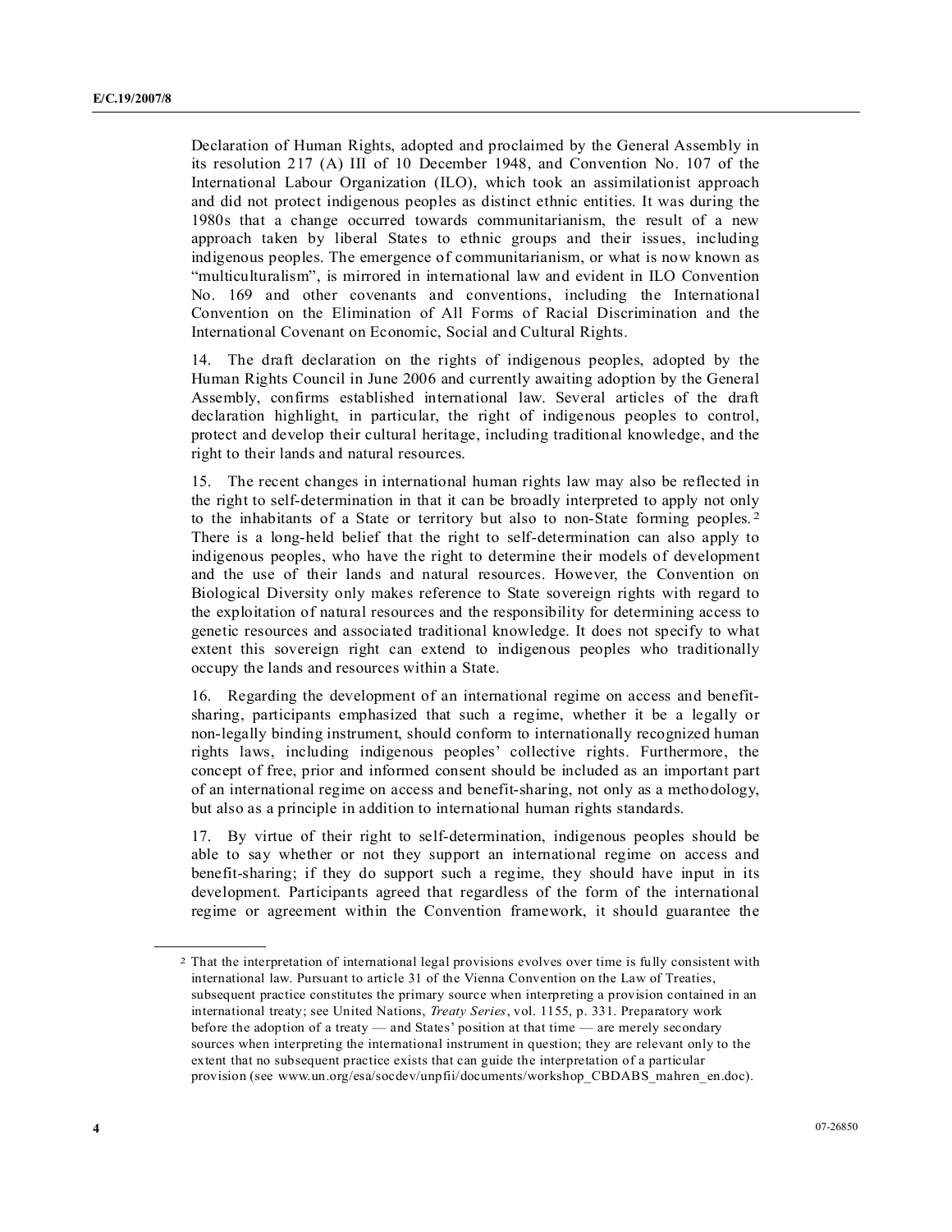Declaration of Human Rights, adopted and proclaimed by the General Assembly in its resolution 217 (A) III of 10 December 1948, and Convention No. 107 of the International Labour Organization (ILO), which took an assimilationist approach and did not protect indigenous peoples as distinct ethnic entities. It was during the 1980s that a change occurred towards communitarianism, the result of a new approach taken by liberal States to ethnic groups and their issues, including indigenous peoples. The emergence of communitarianism, or what is now known as "multiculturalism", is mirrored in international law and evident in ILO Convention No. 169 and other covenants and conventions, including the International Convention on the Elimination of All Forms of Racial Discrimination and the International Covenant on Economic, Social and Cultural Rights.

14. The draft declaration on the rights of indigenous peoples, adopted by the Human Rights Council in June 2006 and currently awaiting adoption by the General Assembly, confirms established international law. Several articles of the draft declaration highlight, in particular, the right of indigenous peoples to control, protect and develop their cultural heritage, including traditional knowledge, and the right to their lands and natural resources.

15. The recent changes in international human rights law may also be reflected in the right to self-determination in that it can be broadly interpreted to apply not only to the inhabitants of a State or territory but also to non-State forming peoples.[2] There is a long-held belief that the right to self-determination can also apply to indigenous peoples, who have the right to determine their models of development and the use of their lands and natural resources. However, the Convention on Biological Diversity only makes reference to State sovereign rights with regard to the exploitation of natural resources and the responsibility for determining access to genetic resources and associated traditional knowledge. It does not specify to what extent this sovereign right can extend to indigenous peoples who traditionally occupy the lands and resources within a State.

16. Regarding the development of an international regime on access and benefit-sharing, participants emphasized that such a regime, whether it be a legally or non-legally binding instrument, should conform to internationally recognized human rights laws, including indigenous peoples' collective rights. Furthermore, the concept of free, prior and informed consent should be included as an important part of an international regime on access and benefit-sharing, not only as a methodology, but also as a principle in addition to international human rights standards.

17. By virtue of their right to self-determination, indigenous peoples should be able to say whether or not they support an international regime on access and benefit-sharing; if they do support such a regime, they should have input in its development. Participants agreed that regardless of the form of the international regime or agreement within the Convention framework, it should guarantee the

---

[2] That the interpretation of international legal provisions evolves over time is fully consistent with international law. Pursuant to article 31 of the Vienna Convention on the Law of Treaties, subsequent practice constitutes the primary source when interpreting a provision contained in an international treaty; see United Nations, *Treaty Series*, vol. 1155, p. 331. Preparatory work before the adoption of a treaty — and States' position at that time — are merely secondary sources when interpreting the international instrument in question; they are relevant only to the extent that no subsequent practice exists that can guide the interpretation of a particular provision (see www.un.org/esa/socdev/unpfii/documents/workshop_CBDABS_mahren_en.doc).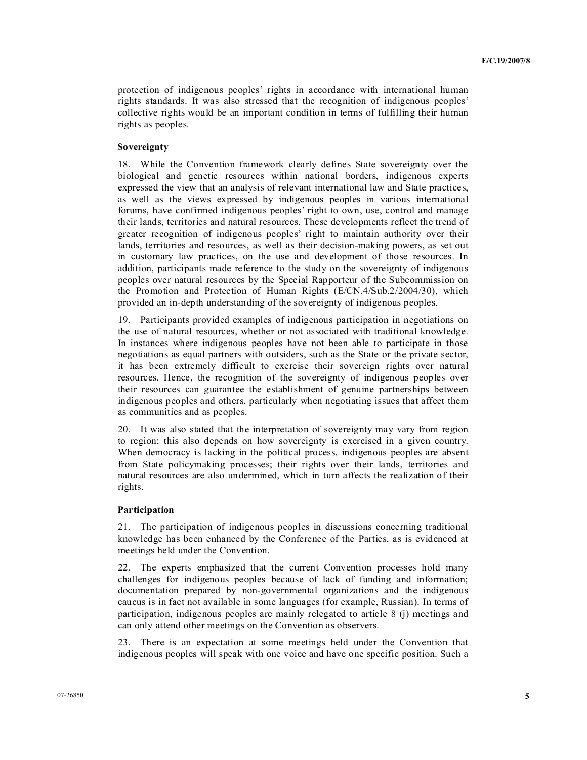protection of indigenous peoples' rights in accordance with international human rights standards. It was also stressed that the recognition of indigenous peoples' collective rights would be an important condition in terms of fulfilling their human rights as peoples.

### Sovereignty

18. While the Convention framework clearly defines State sovereignty over the biological and genetic resources within national borders, indigenous experts expressed the view that an analysis of relevant international law and State practices, as well as the views expressed by indigenous peoples in various international forums, have confirmed indigenous peoples' right to own, use, control and manage their lands, territories and natural resources. These developments reflect the trend of greater recognition of indigenous peoples' right to maintain authority over their lands, territories and resources, as well as their decision-making powers, as set out in customary law practices, on the use and development of those resources. In addition, participants made reference to the study on the sovereignty of indigenous peoples over natural resources by the Special Rapporteur of the Subcommission on the Promotion and Protection of Human Rights (E/CN.4/Sub.2/2004/30), which provided an in-depth understanding of the sovereignty of indigenous peoples.

19. Participants provided examples of indigenous participation in negotiations on the use of natural resources, whether or not associated with traditional knowledge. In instances where indigenous peoples have not been able to participate in those negotiations as equal partners with outsiders, such as the State or the private sector, it has been extremely difficult to exercise their sovereign rights over natural resources. Hence, the recognition of the sovereignty of indigenous peoples over their resources can guarantee the establishment of genuine partnerships between indigenous peoples and others, particularly when negotiating issues that affect them as communities and as peoples.

20. It was also stated that the interpretation of sovereignty may vary from region to region; this also depends on how sovereignty is exercised in a given country. When democracy is lacking in the political process, indigenous peoples are absent from State policymaking processes; their rights over their lands, territories and natural resources are also undermined, which in turn affects the realization of their rights.

### Participation

21. The participation of indigenous peoples in discussions concerning traditional knowledge has been enhanced by the Conference of the Parties, as is evidenced at meetings held under the Convention.

22. The experts emphasized that the current Convention processes hold many challenges for indigenous peoples because of lack of funding and information; documentation prepared by non-governmental organizations and the indigenous caucus is in fact not available in some languages (for example, Russian). In terms of participation, indigenous peoples are mainly relegated to article 8 (j) meetings and can only attend other meetings on the Convention as observers.

23. There is an expectation at some meetings held under the Convention that indigenous peoples will speak with one voice and have one specific position. Such a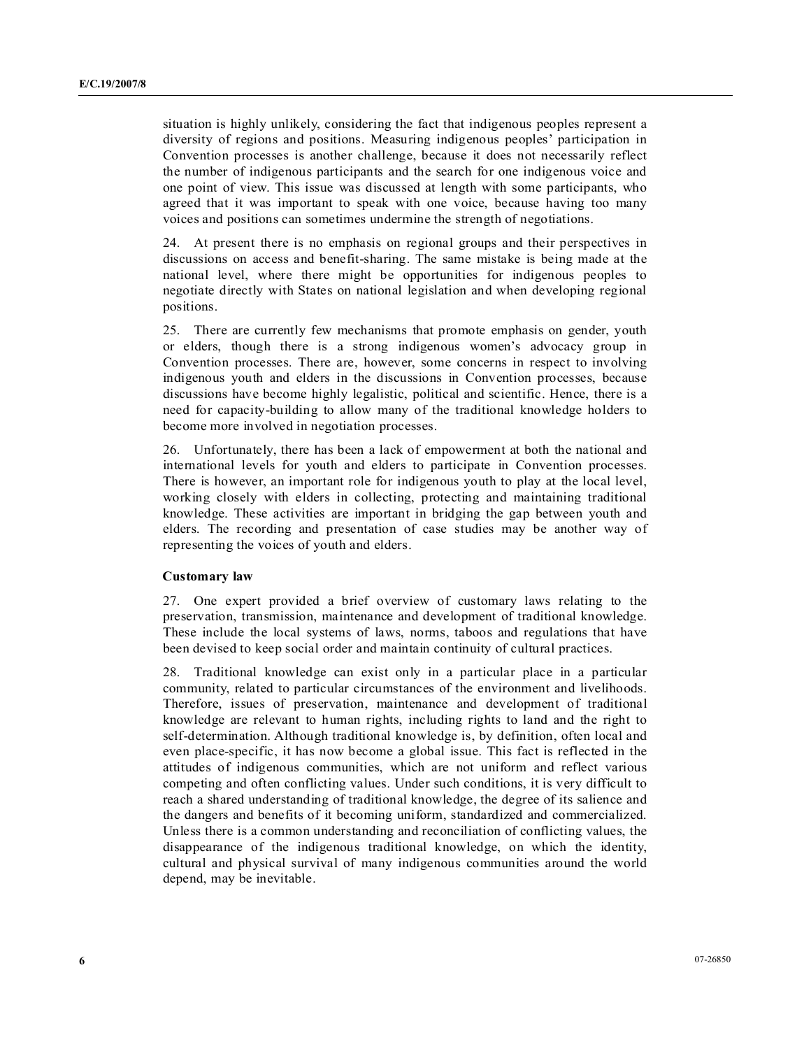situation is highly unlikely, considering the fact that indigenous peoples represent a diversity of regions and positions. Measuring indigenous peoples' participation in Convention processes is another challenge, because it does not necessarily reflect the number of indigenous participants and the search for one indigenous voice and one point of view. This issue was discussed at length with some participants, who agreed that it was important to speak with one voice, because having too many voices and positions can sometimes undermine the strength of negotiations.

24. At present there is no emphasis on regional groups and their perspectives in discussions on access and benefit-sharing. The same mistake is being made at the national level, where there might be opportunities for indigenous peoples to negotiate directly with States on national legislation and when developing regional positions.

25. There are currently few mechanisms that promote emphasis on gender, youth or elders, though there is a strong indigenous women's advocacy group in Convention processes. There are, however, some concerns in respect to involving indigenous youth and elders in the discussions in Convention processes, because discussions have become highly legalistic, political and scientific. Hence, there is a need for capacity-building to allow many of the traditional knowledge holders to become more involved in negotiation processes.

26. Unfortunately, there has been a lack of empowerment at both the national and international levels for youth and elders to participate in Convention processes. There is however, an important role for indigenous youth to play at the local level, working closely with elders in collecting, protecting and maintaining traditional knowledge. These activities are important in bridging the gap between youth and elders. The recording and presentation of case studies may be another way of representing the voices of youth and elders.

### Customary law

27. One expert provided a brief overview of customary laws relating to the preservation, transmission, maintenance and development of traditional knowledge. These include the local systems of laws, norms, taboos and regulations that have been devised to keep social order and maintain continuity of cultural practices.

28. Traditional knowledge can exist only in a particular place in a particular community, related to particular circumstances of the environment and livelihoods. Therefore, issues of preservation, maintenance and development of traditional knowledge are relevant to human rights, including rights to land and the right to self-determination. Although traditional knowledge is, by definition, often local and even place-specific, it has now become a global issue. This fact is reflected in the attitudes of indigenous communities, which are not uniform and reflect various competing and often conflicting values. Under such conditions, it is very difficult to reach a shared understanding of traditional knowledge, the degree of its salience and the dangers and benefits of it becoming uniform, standardized and commercialized. Unless there is a common understanding and reconciliation of conflicting values, the disappearance of the indigenous traditional knowledge, on which the identity, cultural and physical survival of many indigenous communities around the world depend, may be inevitable.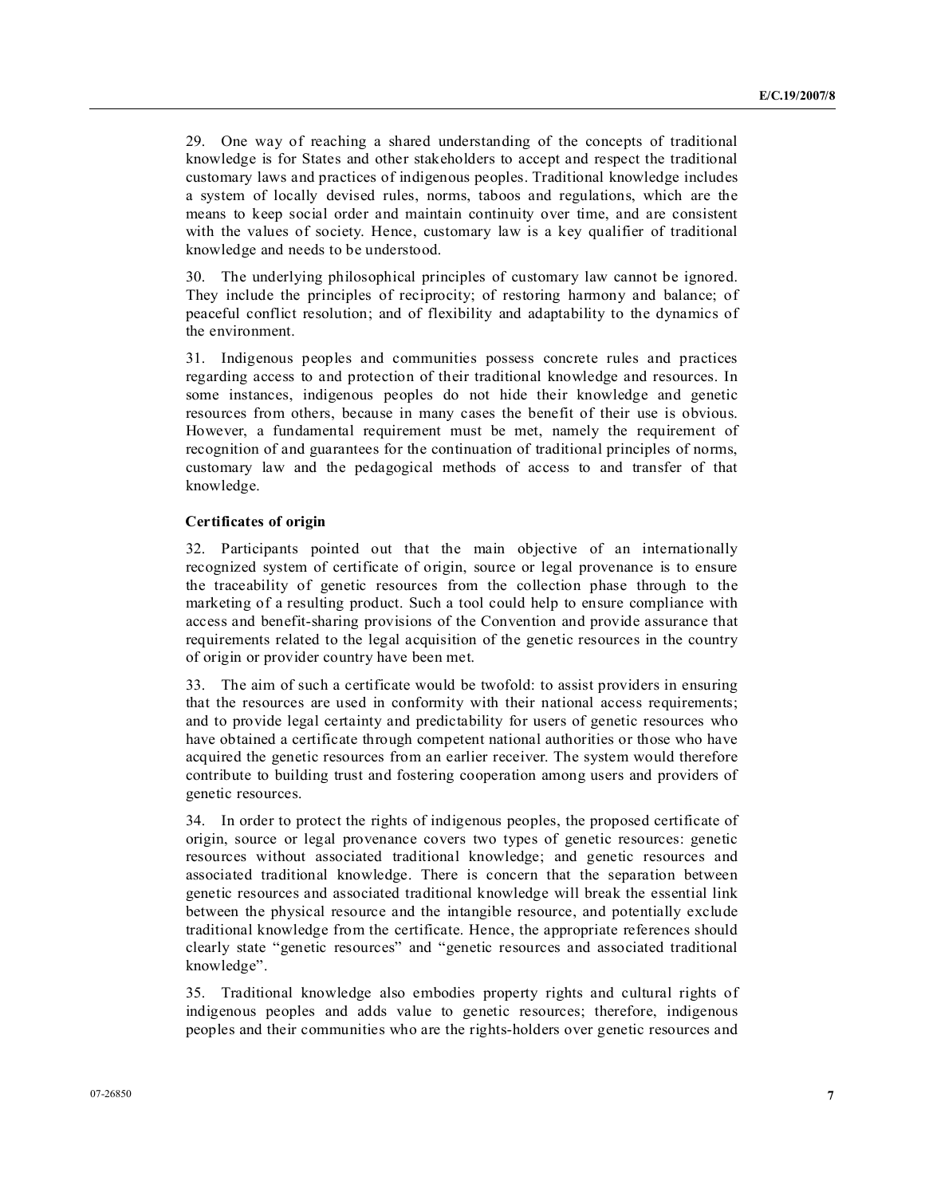29. One way of reaching a shared understanding of the concepts of traditional knowledge is for States and other stakeholders to accept and respect the traditional customary laws and practices of indigenous peoples. Traditional knowledge includes a system of locally devised rules, norms, taboos and regulations, which are the means to keep social order and maintain continuity over time, and are consistent with the values of society. Hence, customary law is a key qualifier of traditional knowledge and needs to be understood.

30. The underlying philosophical principles of customary law cannot be ignored. They include the principles of reciprocity; of restoring harmony and balance; of peaceful conflict resolution; and of flexibility and adaptability to the dynamics of the environment.

31. Indigenous peoples and communities possess concrete rules and practices regarding access to and protection of their traditional knowledge and resources. In some instances, indigenous peoples do not hide their knowledge and genetic resources from others, because in many cases the benefit of their use is obvious. However, a fundamental requirement must be met, namely the requirement of recognition of and guarantees for the continuation of traditional principles of norms, customary law and the pedagogical methods of access to and transfer of that knowledge.

### Certificates of origin

32. Participants pointed out that the main objective of an internationally recognized system of certificate of origin, source or legal provenance is to ensure the traceability of genetic resources from the collection phase through to the marketing of a resulting product. Such a tool could help to ensure compliance with access and benefit-sharing provisions of the Convention and provide assurance that requirements related to the legal acquisition of the genetic resources in the country of origin or provider country have been met.

33. The aim of such a certificate would be twofold: to assist providers in ensuring that the resources are used in conformity with their national access requirements; and to provide legal certainty and predictability for users of genetic resources who have obtained a certificate through competent national authorities or those who have acquired the genetic resources from an earlier receiver. The system would therefore contribute to building trust and fostering cooperation among users and providers of genetic resources.

34. In order to protect the rights of indigenous peoples, the proposed certificate of origin, source or legal provenance covers two types of genetic resources: genetic resources without associated traditional knowledge; and genetic resources and associated traditional knowledge. There is concern that the separation between genetic resources and associated traditional knowledge will break the essential link between the physical resource and the intangible resource, and potentially exclude traditional knowledge from the certificate. Hence, the appropriate references should clearly state "genetic resources" and "genetic resources and associated traditional knowledge".

35. Traditional knowledge also embodies property rights and cultural rights of indigenous peoples and adds value to genetic resources; therefore, indigenous peoples and their communities who are the rights-holders over genetic resources and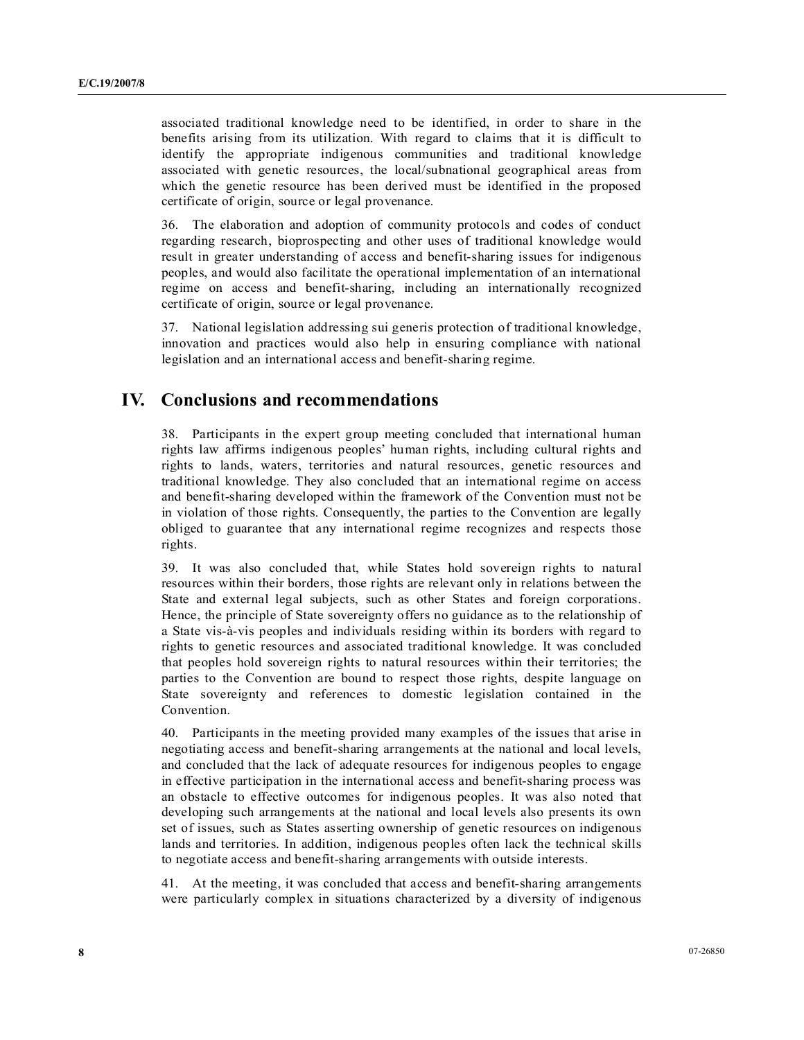associated traditional knowledge need to be identified, in order to share in the benefits arising from its utilization. With regard to claims that it is difficult to identify the appropriate indigenous communities and traditional knowledge associated with genetic resources, the local/subnational geographical areas from which the genetic resource has been derived must be identified in the proposed certificate of origin, source or legal provenance.

36. The elaboration and adoption of community protocols and codes of conduct regarding research, bioprospecting and other uses of traditional knowledge would result in greater understanding of access and benefit-sharing issues for indigenous peoples, and would also facilitate the operational implementation of an international regime on access and benefit-sharing, including an internationally recognized certificate of origin, source or legal provenance.

37. National legislation addressing sui generis protection of traditional knowledge, innovation and practices would also help in ensuring compliance with national legislation and an international access and benefit-sharing regime.

## IV. Conclusions and recommendations

38. Participants in the expert group meeting concluded that international human rights law affirms indigenous peoples' human rights, including cultural rights and rights to lands, waters, territories and natural resources, genetic resources and traditional knowledge. They also concluded that an international regime on access and benefit-sharing developed within the framework of the Convention must not be in violation of those rights. Consequently, the parties to the Convention are legally obliged to guarantee that any international regime recognizes and respects those rights.

39. It was also concluded that, while States hold sovereign rights to natural resources within their borders, those rights are relevant only in relations between the State and external legal subjects, such as other States and foreign corporations. Hence, the principle of State sovereignty offers no guidance as to the relationship of a State vis-à-vis peoples and individuals residing within its borders with regard to rights to genetic resources and associated traditional knowledge. It was concluded that peoples hold sovereign rights to natural resources within their territories; the parties to the Convention are bound to respect those rights, despite language on State sovereignty and references to domestic legislation contained in the Convention.

40. Participants in the meeting provided many examples of the issues that arise in negotiating access and benefit-sharing arrangements at the national and local levels, and concluded that the lack of adequate resources for indigenous peoples to engage in effective participation in the international access and benefit-sharing process was an obstacle to effective outcomes for indigenous peoples. It was also noted that developing such arrangements at the national and local levels also presents its own set of issues, such as States asserting ownership of genetic resources on indigenous lands and territories. In addition, indigenous peoples often lack the technical skills to negotiate access and benefit-sharing arrangements with outside interests.

41. At the meeting, it was concluded that access and benefit-sharing arrangements were particularly complex in situations characterized by a diversity of indigenous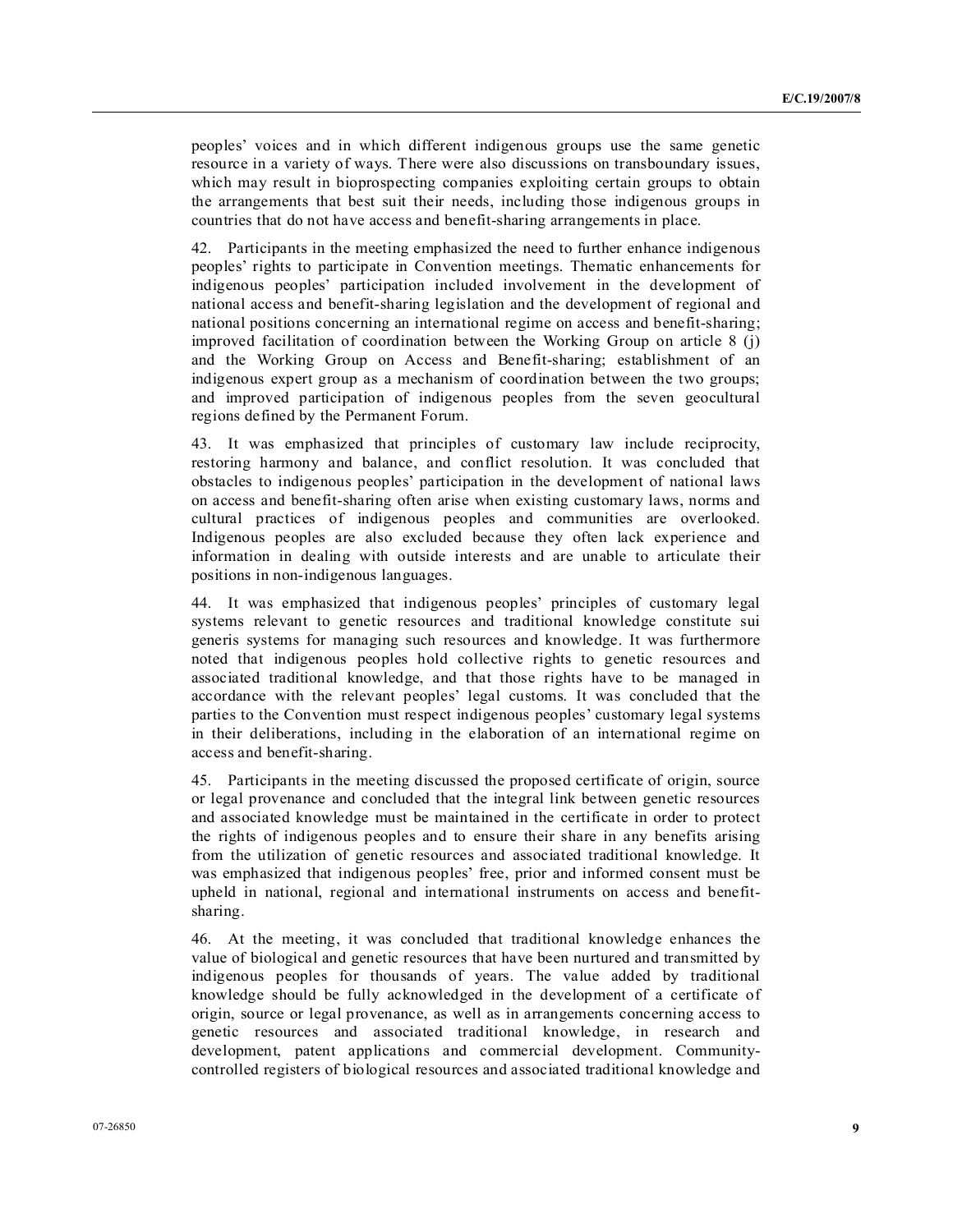peoples' voices and in which different indigenous groups use the same genetic resource in a variety of ways. There were also discussions on transboundary issues, which may result in bioprospecting companies exploiting certain groups to obtain the arrangements that best suit their needs, including those indigenous groups in countries that do not have access and benefit-sharing arrangements in place.

42. Participants in the meeting emphasized the need to further enhance indigenous peoples' rights to participate in Convention meetings. Thematic enhancements for indigenous peoples' participation included involvement in the development of national access and benefit-sharing legislation and the development of regional and national positions concerning an international regime on access and benefit-sharing; improved facilitation of coordination between the Working Group on article 8 (j) and the Working Group on Access and Benefit-sharing; establishment of an indigenous expert group as a mechanism of coordination between the two groups; and improved participation of indigenous peoples from the seven geocultural regions defined by the Permanent Forum.

43. It was emphasized that principles of customary law include reciprocity, restoring harmony and balance, and conflict resolution. It was concluded that obstacles to indigenous peoples' participation in the development of national laws on access and benefit-sharing often arise when existing customary laws, norms and cultural practices of indigenous peoples and communities are overlooked. Indigenous peoples are also excluded because they often lack experience and information in dealing with outside interests and are unable to articulate their positions in non-indigenous languages.

44. It was emphasized that indigenous peoples' principles of customary legal systems relevant to genetic resources and traditional knowledge constitute sui generis systems for managing such resources and knowledge. It was furthermore noted that indigenous peoples hold collective rights to genetic resources and associated traditional knowledge, and that those rights have to be managed in accordance with the relevant peoples' legal customs. It was concluded that the parties to the Convention must respect indigenous peoples' customary legal systems in their deliberations, including in the elaboration of an international regime on access and benefit-sharing.

45. Participants in the meeting discussed the proposed certificate of origin, source or legal provenance and concluded that the integral link between genetic resources and associated knowledge must be maintained in the certificate in order to protect the rights of indigenous peoples and to ensure their share in any benefits arising from the utilization of genetic resources and associated traditional knowledge. It was emphasized that indigenous peoples' free, prior and informed consent must be upheld in national, regional and international instruments on access and benefit-sharing.

46. At the meeting, it was concluded that traditional knowledge enhances the value of biological and genetic resources that have been nurtured and transmitted by indigenous peoples for thousands of years. The value added by traditional knowledge should be fully acknowledged in the development of a certificate of origin, source or legal provenance, as well as in arrangements concerning access to genetic resources and associated traditional knowledge, in research and development, patent applications and commercial development. Community-controlled registers of biological resources and associated traditional knowledge and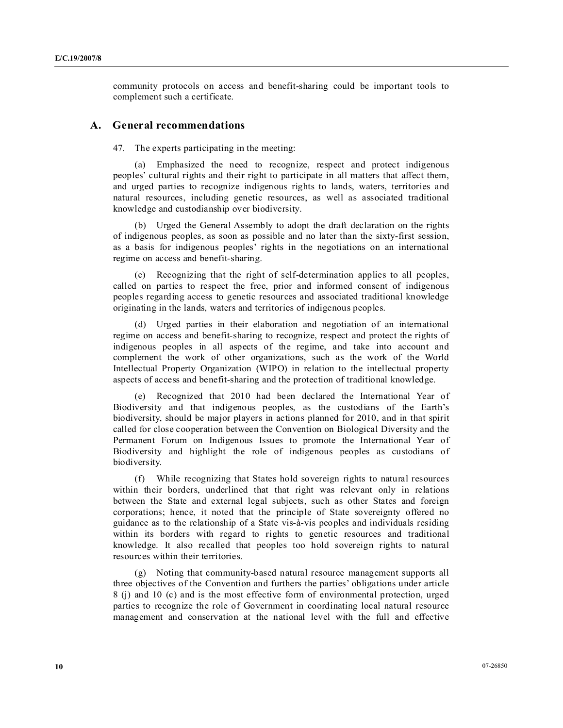community protocols on access and benefit-sharing could be important tools to complement such a certificate.

## A. General recommendations

47. The experts participating in the meeting:

(a) Emphasized the need to recognize, respect and protect indigenous peoples' cultural rights and their right to participate in all matters that affect them, and urged parties to recognize indigenous rights to lands, waters, territories and natural resources, including genetic resources, as well as associated traditional knowledge and custodianship over biodiversity.

(b) Urged the General Assembly to adopt the draft declaration on the rights of indigenous peoples, as soon as possible and no later than the sixty-first session, as a basis for indigenous peoples' rights in the negotiations on an international regime on access and benefit-sharing.

(c) Recognizing that the right of self-determination applies to all peoples, called on parties to respect the free, prior and informed consent of indigenous peoples regarding access to genetic resources and associated traditional knowledge originating in the lands, waters and territories of indigenous peoples.

(d) Urged parties in their elaboration and negotiation of an international regime on access and benefit-sharing to recognize, respect and protect the rights of indigenous peoples in all aspects of the regime, and take into account and complement the work of other organizations, such as the work of the World Intellectual Property Organization (WIPO) in relation to the intellectual property aspects of access and benefit-sharing and the protection of traditional knowledge.

(e) Recognized that 2010 had been declared the International Year of Biodiversity and that indigenous peoples, as the custodians of the Earth's biodiversity, should be major players in actions planned for 2010, and in that spirit called for close cooperation between the Convention on Biological Diversity and the Permanent Forum on Indigenous Issues to promote the International Year of Biodiversity and highlight the role of indigenous peoples as custodians of biodiversity.

(f) While recognizing that States hold sovereign rights to natural resources within their borders, underlined that that right was relevant only in relations between the State and external legal subjects, such as other States and foreign corporations; hence, it noted that the principle of State sovereignty offered no guidance as to the relationship of a State vis-à-vis peoples and individuals residing within its borders with regard to rights to genetic resources and traditional knowledge. It also recalled that peoples too hold sovereign rights to natural resources within their territories.

(g) Noting that community-based natural resource management supports all three objectives of the Convention and furthers the parties' obligations under article 8 (j) and 10 (c) and is the most effective form of environmental protection, urged parties to recognize the role of Government in coordinating local natural resource management and conservation at the national level with the full and effective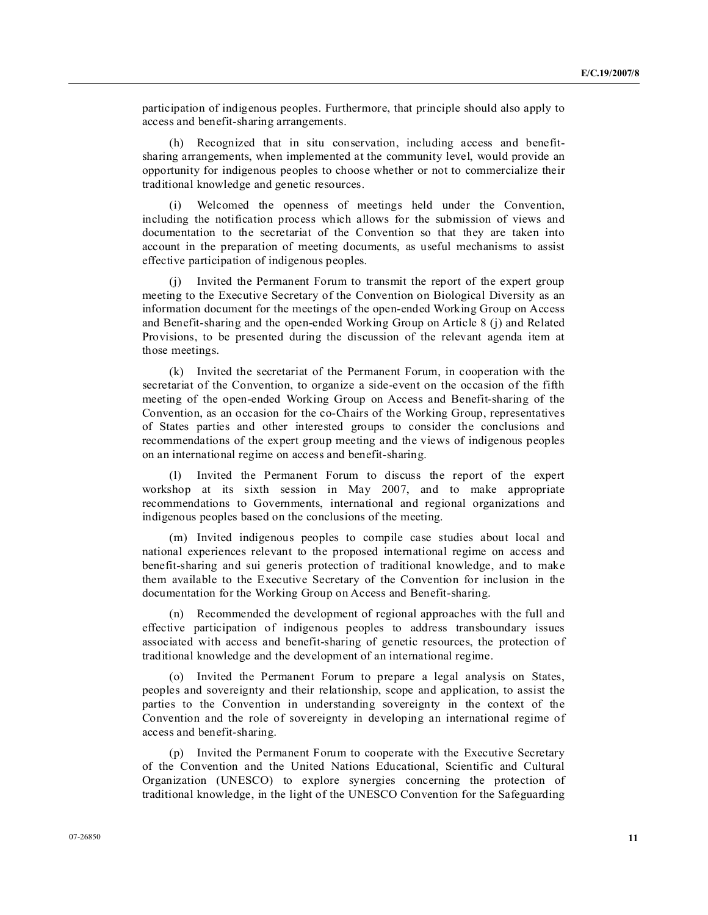participation of indigenous peoples. Furthermore, that principle should also apply to access and benefit-sharing arrangements.

(h) Recognized that in situ conservation, including access and benefit-sharing arrangements, when implemented at the community level, would provide an opportunity for indigenous peoples to choose whether or not to commercialize their traditional knowledge and genetic resources.

(i) Welcomed the openness of meetings held under the Convention, including the notification process which allows for the submission of views and documentation to the secretariat of the Convention so that they are taken into account in the preparation of meeting documents, as useful mechanisms to assist effective participation of indigenous peoples.

(j) Invited the Permanent Forum to transmit the report of the expert group meeting to the Executive Secretary of the Convention on Biological Diversity as an information document for the meetings of the open-ended Working Group on Access and Benefit-sharing and the open-ended Working Group on Article 8 (j) and Related Provisions, to be presented during the discussion of the relevant agenda item at those meetings.

(k) Invited the secretariat of the Permanent Forum, in cooperation with the secretariat of the Convention, to organize a side-event on the occasion of the fifth meeting of the open-ended Working Group on Access and Benefit-sharing of the Convention, as an occasion for the co-Chairs of the Working Group, representatives of States parties and other interested groups to consider the conclusions and recommendations of the expert group meeting and the views of indigenous peoples on an international regime on access and benefit-sharing.

(l) Invited the Permanent Forum to discuss the report of the expert workshop at its sixth session in May 2007, and to make appropriate recommendations to Governments, international and regional organizations and indigenous peoples based on the conclusions of the meeting.

(m) Invited indigenous peoples to compile case studies about local and national experiences relevant to the proposed international regime on access and benefit-sharing and sui generis protection of traditional knowledge, and to make them available to the Executive Secretary of the Convention for inclusion in the documentation for the Working Group on Access and Benefit-sharing.

(n) Recommended the development of regional approaches with the full and effective participation of indigenous peoples to address transboundary issues associated with access and benefit-sharing of genetic resources, the protection of traditional knowledge and the development of an international regime.

(o) Invited the Permanent Forum to prepare a legal analysis on States, peoples and sovereignty and their relationship, scope and application, to assist the parties to the Convention in understanding sovereignty in the context of the Convention and the role of sovereignty in developing an international regime of access and benefit-sharing.

(p) Invited the Permanent Forum to cooperate with the Executive Secretary of the Convention and the United Nations Educational, Scientific and Cultural Organization (UNESCO) to explore synergies concerning the protection of traditional knowledge, in the light of the UNESCO Convention for the Safeguarding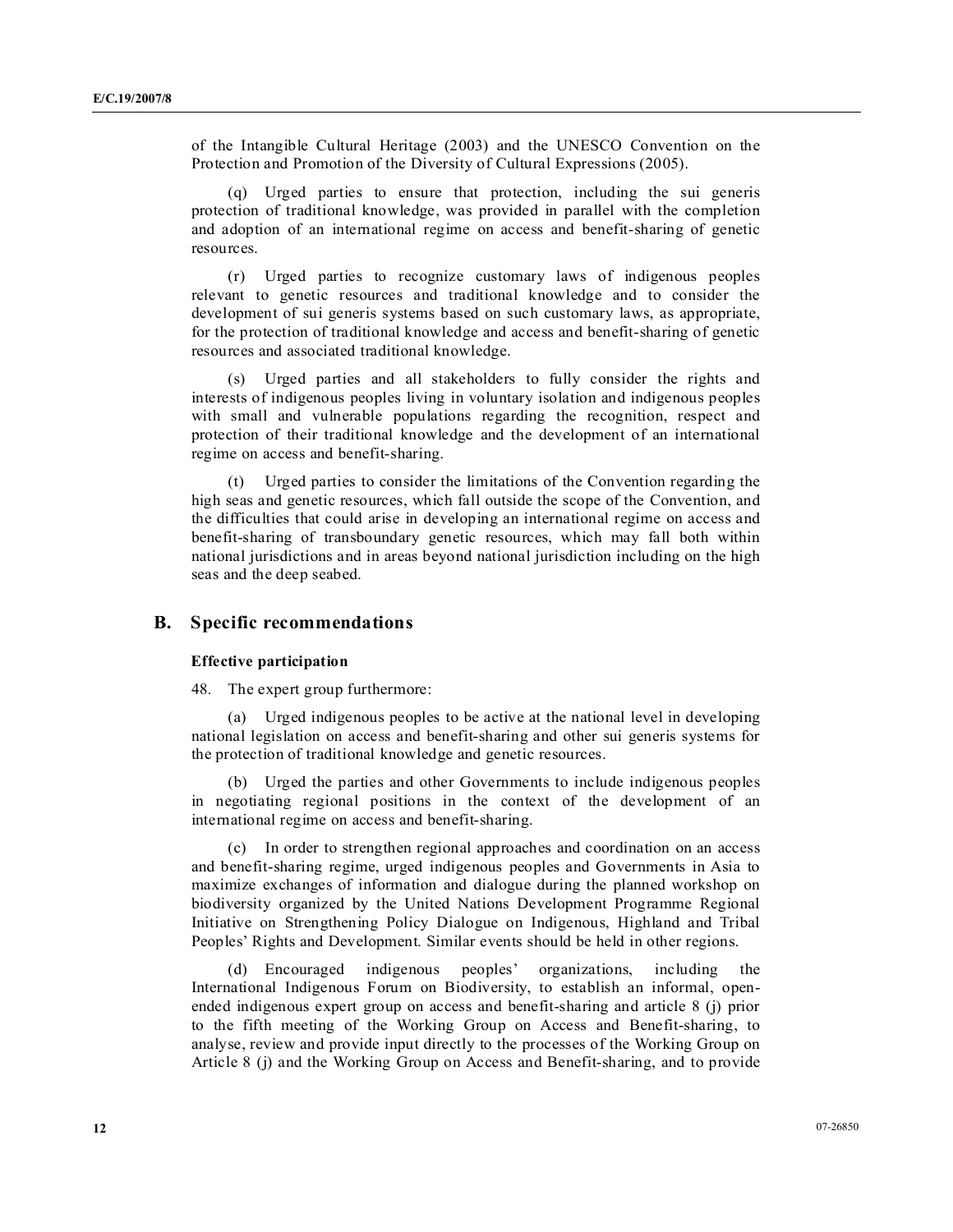of the Intangible Cultural Heritage (2003) and the UNESCO Convention on the Protection and Promotion of the Diversity of Cultural Expressions (2005).

(q) Urged parties to ensure that protection, including the sui generis protection of traditional knowledge, was provided in parallel with the completion and adoption of an international regime on access and benefit-sharing of genetic resources.

(r) Urged parties to recognize customary laws of indigenous peoples relevant to genetic resources and traditional knowledge and to consider the development of sui generis systems based on such customary laws, as appropriate, for the protection of traditional knowledge and access and benefit-sharing of genetic resources and associated traditional knowledge.

(s) Urged parties and all stakeholders to fully consider the rights and interests of indigenous peoples living in voluntary isolation and indigenous peoples with small and vulnerable populations regarding the recognition, respect and protection of their traditional knowledge and the development of an international regime on access and benefit-sharing.

(t) Urged parties to consider the limitations of the Convention regarding the high seas and genetic resources, which fall outside the scope of the Convention, and the difficulties that could arise in developing an international regime on access and benefit-sharing of transboundary genetic resources, which may fall both within national jurisdictions and in areas beyond national jurisdiction including on the high seas and the deep seabed.

## B. Specific recommendations

### Effective participation

48. The expert group furthermore:

(a) Urged indigenous peoples to be active at the national level in developing national legislation on access and benefit-sharing and other sui generis systems for the protection of traditional knowledge and genetic resources.

(b) Urged the parties and other Governments to include indigenous peoples in negotiating regional positions in the context of the development of an international regime on access and benefit-sharing.

(c) In order to strengthen regional approaches and coordination on an access and benefit-sharing regime, urged indigenous peoples and Governments in Asia to maximize exchanges of information and dialogue during the planned workshop on biodiversity organized by the United Nations Development Programme Regional Initiative on Strengthening Policy Dialogue on Indigenous, Highland and Tribal Peoples' Rights and Development. Similar events should be held in other regions.

(d) Encouraged indigenous peoples' organizations, including the International Indigenous Forum on Biodiversity, to establish an informal, open-ended indigenous expert group on access and benefit-sharing and article 8 (j) prior to the fifth meeting of the Working Group on Access and Benefit-sharing, to analyse, review and provide input directly to the processes of the Working Group on Article 8 (j) and the Working Group on Access and Benefit-sharing, and to provide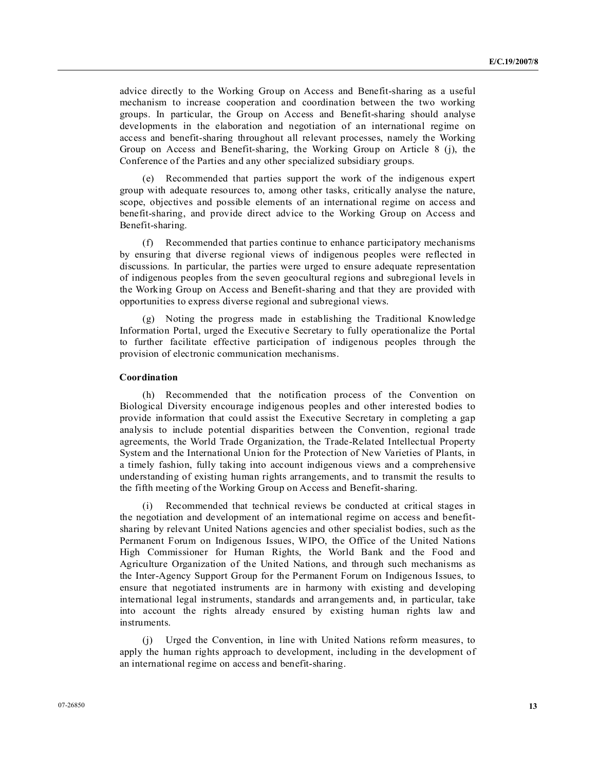advice directly to the Working Group on Access and Benefit-sharing as a useful mechanism to increase cooperation and coordination between the two working groups. In particular, the Group on Access and Benefit-sharing should analyse developments in the elaboration and negotiation of an international regime on access and benefit-sharing throughout all relevant processes, namely the Working Group on Access and Benefit-sharing, the Working Group on Article 8 (j), the Conference of the Parties and any other specialized subsidiary groups.

(e) Recommended that parties support the work of the indigenous expert group with adequate resources to, among other tasks, critically analyse the nature, scope, objectives and possible elements of an international regime on access and benefit-sharing, and provide direct advice to the Working Group on Access and Benefit-sharing.

(f) Recommended that parties continue to enhance participatory mechanisms by ensuring that diverse regional views of indigenous peoples were reflected in discussions. In particular, the parties were urged to ensure adequate representation of indigenous peoples from the seven geocultural regions and subregional levels in the Working Group on Access and Benefit-sharing and that they are provided with opportunities to express diverse regional and subregional views.

(g) Noting the progress made in establishing the Traditional Knowledge Information Portal, urged the Executive Secretary to fully operationalize the Portal to further facilitate effective participation of indigenous peoples through the provision of electronic communication mechanisms.

**Coordination**

(h) Recommended that the notification process of the Convention on Biological Diversity encourage indigenous peoples and other interested bodies to provide information that could assist the Executive Secretary in completing a gap analysis to include potential disparities between the Convention, regional trade agreements, the World Trade Organization, the Trade-Related Intellectual Property System and the International Union for the Protection of New Varieties of Plants, in a timely fashion, fully taking into account indigenous views and a comprehensive understanding of existing human rights arrangements, and to transmit the results to the fifth meeting of the Working Group on Access and Benefit-sharing.

(i) Recommended that technical reviews be conducted at critical stages in the negotiation and development of an international regime on access and benefit-sharing by relevant United Nations agencies and other specialist bodies, such as the Permanent Forum on Indigenous Issues, WIPO, the Office of the United Nations High Commissioner for Human Rights, the World Bank and the Food and Agriculture Organization of the United Nations, and through such mechanisms as the Inter-Agency Support Group for the Permanent Forum on Indigenous Issues, to ensure that negotiated instruments are in harmony with existing and developing international legal instruments, standards and arrangements and, in particular, take into account the rights already ensured by existing human rights law and instruments.

(j) Urged the Convention, in line with United Nations reform measures, to apply the human rights approach to development, including in the development of an international regime on access and benefit-sharing.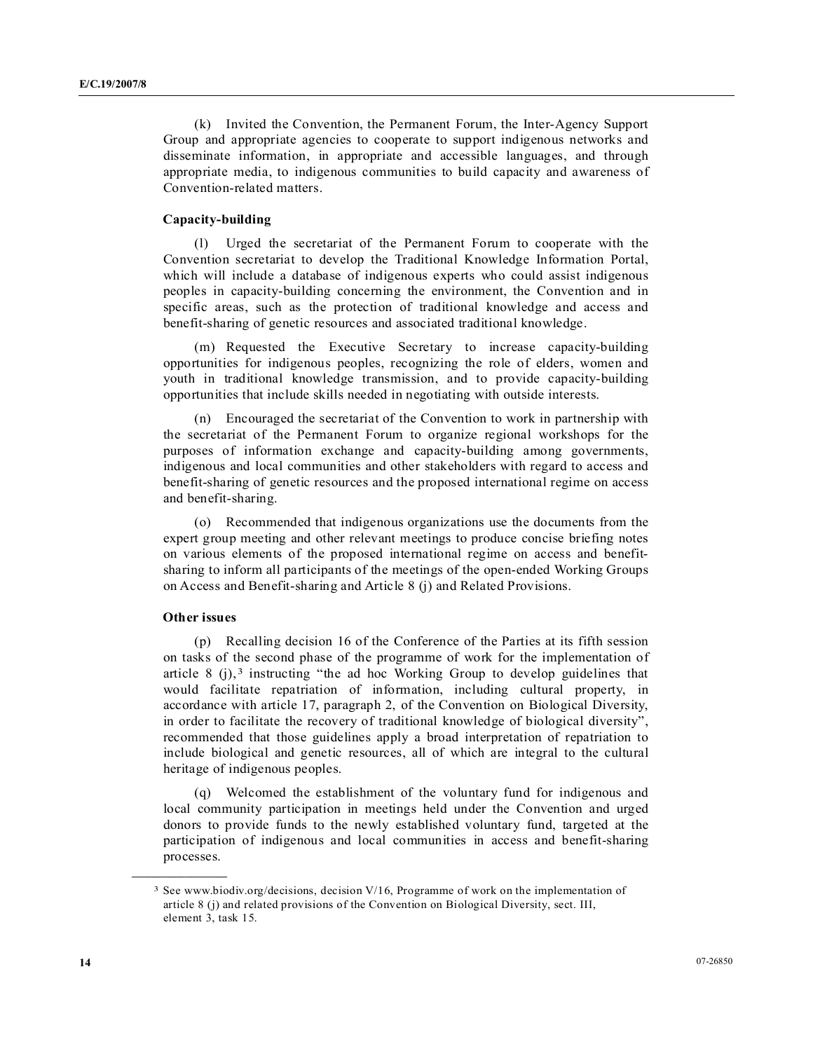(k) Invited the Convention, the Permanent Forum, the Inter-Agency Support Group and appropriate agencies to cooperate to support indigenous networks and disseminate information, in appropriate and accessible languages, and through appropriate media, to indigenous communities to build capacity and awareness of Convention-related matters.

**Capacity-building**

(l) Urged the secretariat of the Permanent Forum to cooperate with the Convention secretariat to develop the Traditional Knowledge Information Portal, which will include a database of indigenous experts who could assist indigenous peoples in capacity-building concerning the environment, the Convention and in specific areas, such as the protection of traditional knowledge and access and benefit-sharing of genetic resources and associated traditional knowledge.

(m) Requested the Executive Secretary to increase capacity-building opportunities for indigenous peoples, recognizing the role of elders, women and youth in traditional knowledge transmission, and to provide capacity-building opportunities that include skills needed in negotiating with outside interests.

(n) Encouraged the secretariat of the Convention to work in partnership with the secretariat of the Permanent Forum to organize regional workshops for the purposes of information exchange and capacity-building among governments, indigenous and local communities and other stakeholders with regard to access and benefit-sharing of genetic resources and the proposed international regime on access and benefit-sharing.

(o) Recommended that indigenous organizations use the documents from the expert group meeting and other relevant meetings to produce concise briefing notes on various elements of the proposed international regime on access and benefit-sharing to inform all participants of the meetings of the open-ended Working Groups on Access and Benefit-sharing and Article 8 (j) and Related Provisions.

**Other issues**

(p) Recalling decision 16 of the Conference of the Parties at its fifth session on tasks of the second phase of the programme of work for the implementation of article 8 (j),[3] instructing "the ad hoc Working Group to develop guidelines that would facilitate repatriation of information, including cultural property, in accordance with article 17, paragraph 2, of the Convention on Biological Diversity, in order to facilitate the recovery of traditional knowledge of biological diversity", recommended that those guidelines apply a broad interpretation of repatriation to include biological and genetic resources, all of which are integral to the cultural heritage of indigenous peoples.

(q) Welcomed the establishment of the voluntary fund for indigenous and local community participation in meetings held under the Convention and urged donors to provide funds to the newly established voluntary fund, targeted at the participation of indigenous and local communities in access and benefit-sharing processes.

---

[3] See www.biodiv.org/decisions, decision V/16, Programme of work on the implementation of article 8 (j) and related provisions of the Convention on Biological Diversity, sect. III, element 3, task 15.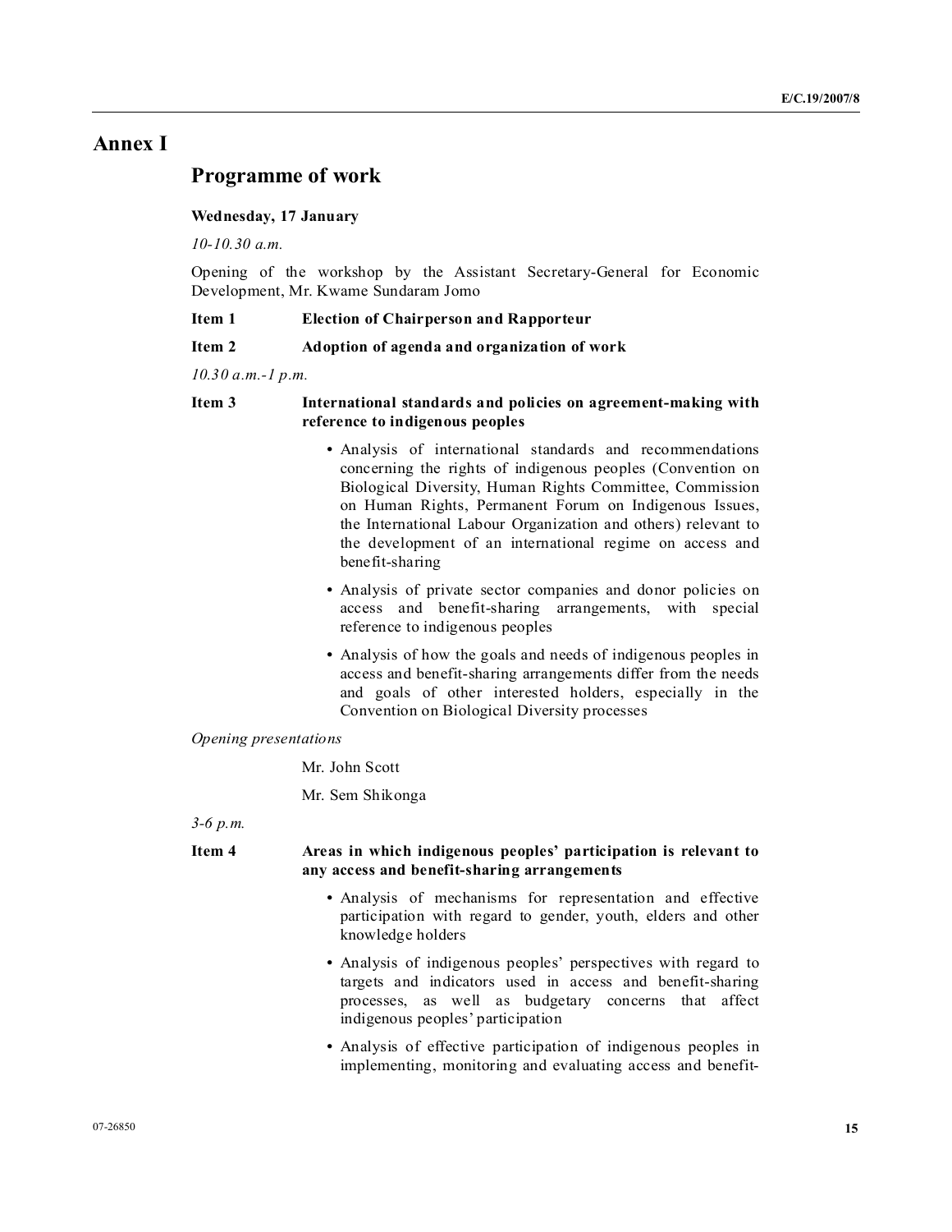# Annex I

## Programme of work

**Wednesday, 17 January**

*10-10.30 a.m.*

Opening of the workshop by the Assistant Secretary-General for Economic Development, Mr. Kwame Sundaram Jomo

**Item 1 Election of Chairperson and Rapporteur**

**Item 2 Adoption of agenda and organization of work**

*10.30 a.m.-1 p.m.*

**Item 3 International standards and policies on agreement-making with reference to indigenous peoples**

- Analysis of international standards and recommendations concerning the rights of indigenous peoples (Convention on Biological Diversity, Human Rights Committee, Commission on Human Rights, Permanent Forum on Indigenous Issues, the International Labour Organization and others) relevant to the development of an international regime on access and benefit-sharing
- Analysis of private sector companies and donor policies on access and benefit-sharing arrangements, with special reference to indigenous peoples
- Analysis of how the goals and needs of indigenous peoples in access and benefit-sharing arrangements differ from the needs and goals of other interested holders, especially in the Convention on Biological Diversity processes

*Opening presentations*

Mr. John Scott

Mr. Sem Shikonga

*3-6 p.m.*

**Item 4 Areas in which indigenous peoples' participation is relevant to any access and benefit-sharing arrangements**

- Analysis of mechanisms for representation and effective participation with regard to gender, youth, elders and other knowledge holders
- Analysis of indigenous peoples' perspectives with regard to targets and indicators used in access and benefit-sharing processes, as well as budgetary concerns that affect indigenous peoples' participation
- Analysis of effective participation of indigenous peoples in implementing, monitoring and evaluating access and benefit-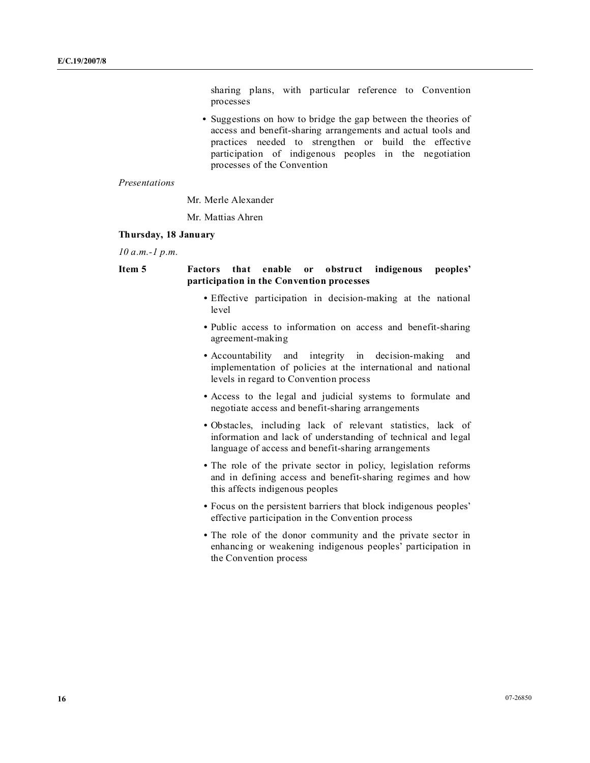sharing plans, with particular reference to Convention processes

- Suggestions on how to bridge the gap between the theories of access and benefit-sharing arrangements and actual tools and practices needed to strengthen or build the effective participation of indigenous peoples in the negotiation processes of the Convention

*Presentations*

Mr. Merle Alexander

Mr. Mattias Ahren

**Thursday, 18 January**

*10 a.m.-1 p.m.*

**Item 5 Factors that enable or obstruct indigenous peoples' participation in the Convention processes**

- Effective participation in decision-making at the national level
- Public access to information on access and benefit-sharing agreement-making
- Accountability and integrity in decision-making and implementation of policies at the international and national levels in regard to Convention process
- Access to the legal and judicial systems to formulate and negotiate access and benefit-sharing arrangements
- Obstacles, including lack of relevant statistics, lack of information and lack of understanding of technical and legal language of access and benefit-sharing arrangements
- The role of the private sector in policy, legislation reforms and in defining access and benefit-sharing regimes and how this affects indigenous peoples
- Focus on the persistent barriers that block indigenous peoples' effective participation in the Convention process
- The role of the donor community and the private sector in enhancing or weakening indigenous peoples' participation in the Convention process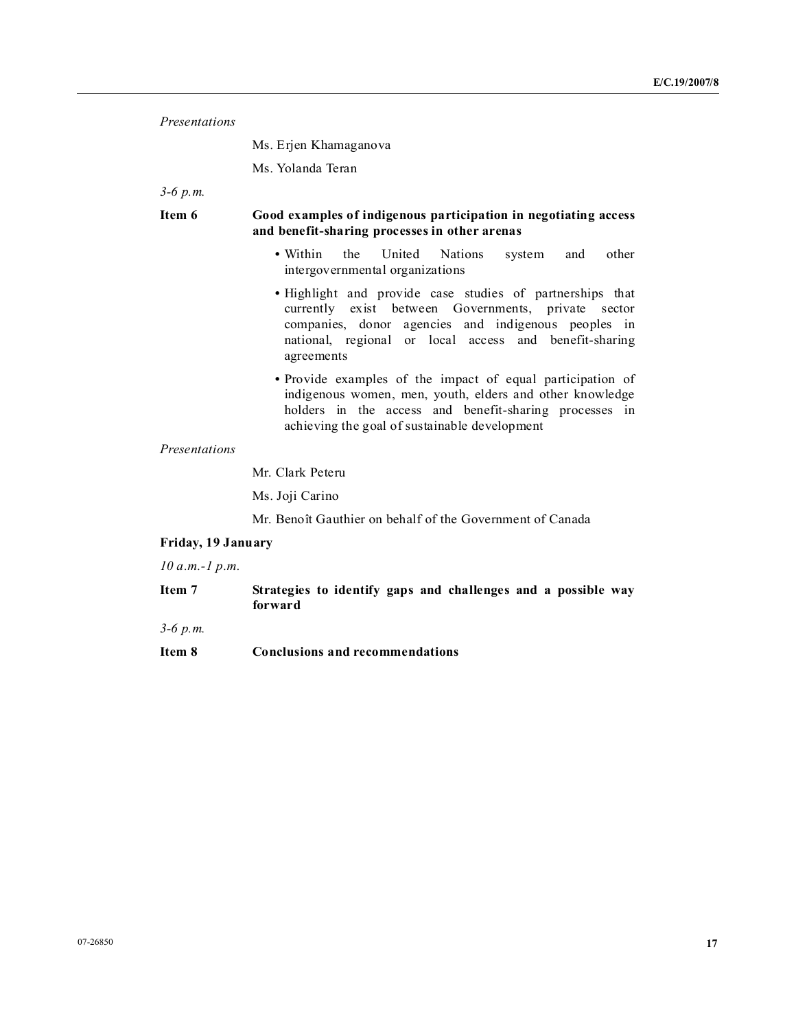*Presentations*

Ms. Erjen Khamaganova

Ms. Yolanda Teran

*3-6 p.m.*

**Item 6** **Good examples of indigenous participation in negotiating access and benefit-sharing processes in other arenas**

- Within the United Nations system and other intergovernmental organizations
- Highlight and provide case studies of partnerships that currently exist between Governments, private sector companies, donor agencies and indigenous peoples in national, regional or local access and benefit-sharing agreements
- Provide examples of the impact of equal participation of indigenous women, men, youth, elders and other knowledge holders in the access and benefit-sharing processes in achieving the goal of sustainable development

*Presentations*

Mr. Clark Peteru

Ms. Joji Carino

Mr. Benoît Gauthier on behalf of the Government of Canada

**Friday, 19 January**

*10 a.m.-1 p.m.*

**Item 7** **Strategies to identify gaps and challenges and a possible way forward**

*3-6 p.m.*

**Item 8** **Conclusions and recommendations**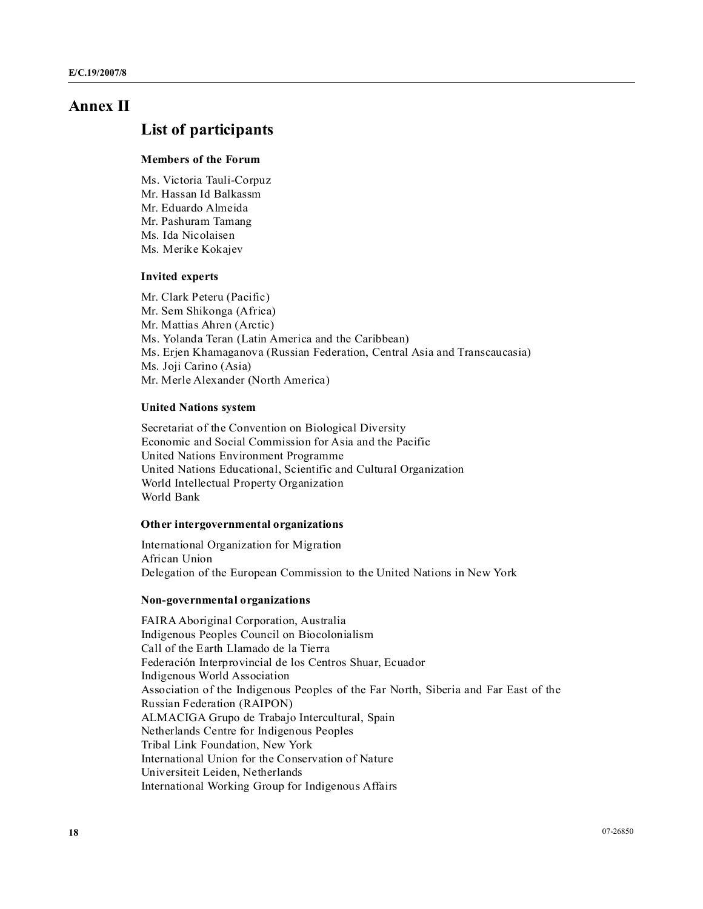# Annex II

## List of participants

### Members of the Forum

Ms. Victoria Tauli-Corpuz
Mr. Hassan Id Balkassm
Mr. Eduardo Almeida
Mr. Pashuram Tamang
Ms. Ida Nicolaisen
Ms. Merike Kokajev

### Invited experts

Mr. Clark Peteru (Pacific)
Mr. Sem Shikonga (Africa)
Mr. Mattias Ahren (Arctic)
Ms. Yolanda Teran (Latin America and the Caribbean)
Ms. Erjen Khamaganova (Russian Federation, Central Asia and Transcaucasia)
Ms. Joji Carino (Asia)
Mr. Merle Alexander (North America)

### United Nations system

Secretariat of the Convention on Biological Diversity
Economic and Social Commission for Asia and the Pacific
United Nations Environment Programme
United Nations Educational, Scientific and Cultural Organization
World Intellectual Property Organization
World Bank

### Other intergovernmental organizations

International Organization for Migration
African Union
Delegation of the European Commission to the United Nations in New York

### Non-governmental organizations

FAIRA Aboriginal Corporation, Australia
Indigenous Peoples Council on Biocolonialism
Call of the Earth Llamado de la Tierra
Federación Interprovincial de los Centros Shuar, Ecuador
Indigenous World Association
Association of the Indigenous Peoples of the Far North, Siberia and Far East of the Russian Federation (RAIPON)
ALMACIGA Grupo de Trabajo Intercultural, Spain
Netherlands Centre for Indigenous Peoples
Tribal Link Foundation, New York
International Union for the Conservation of Nature
Universiteit Leiden, Netherlands
International Working Group for Indigenous Affairs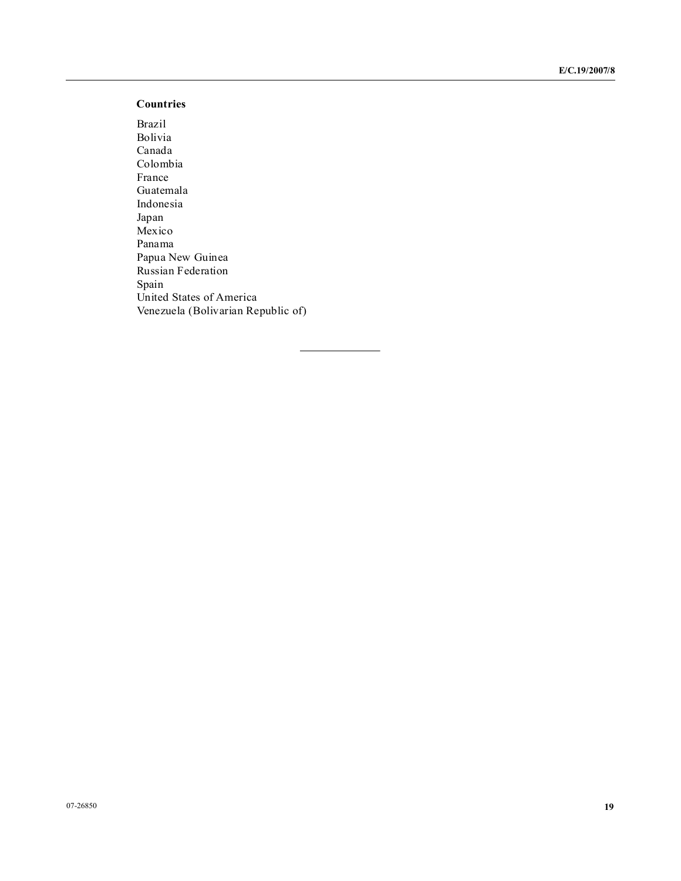**Countries**

Brazil
Bolivia
Canada
Colombia
France
Guatemala
Indonesia
Japan
Mexico
Panama
Papua New Guinea
Russian Federation
Spain
United States of America
Venezuela (Bolivarian Republic of)